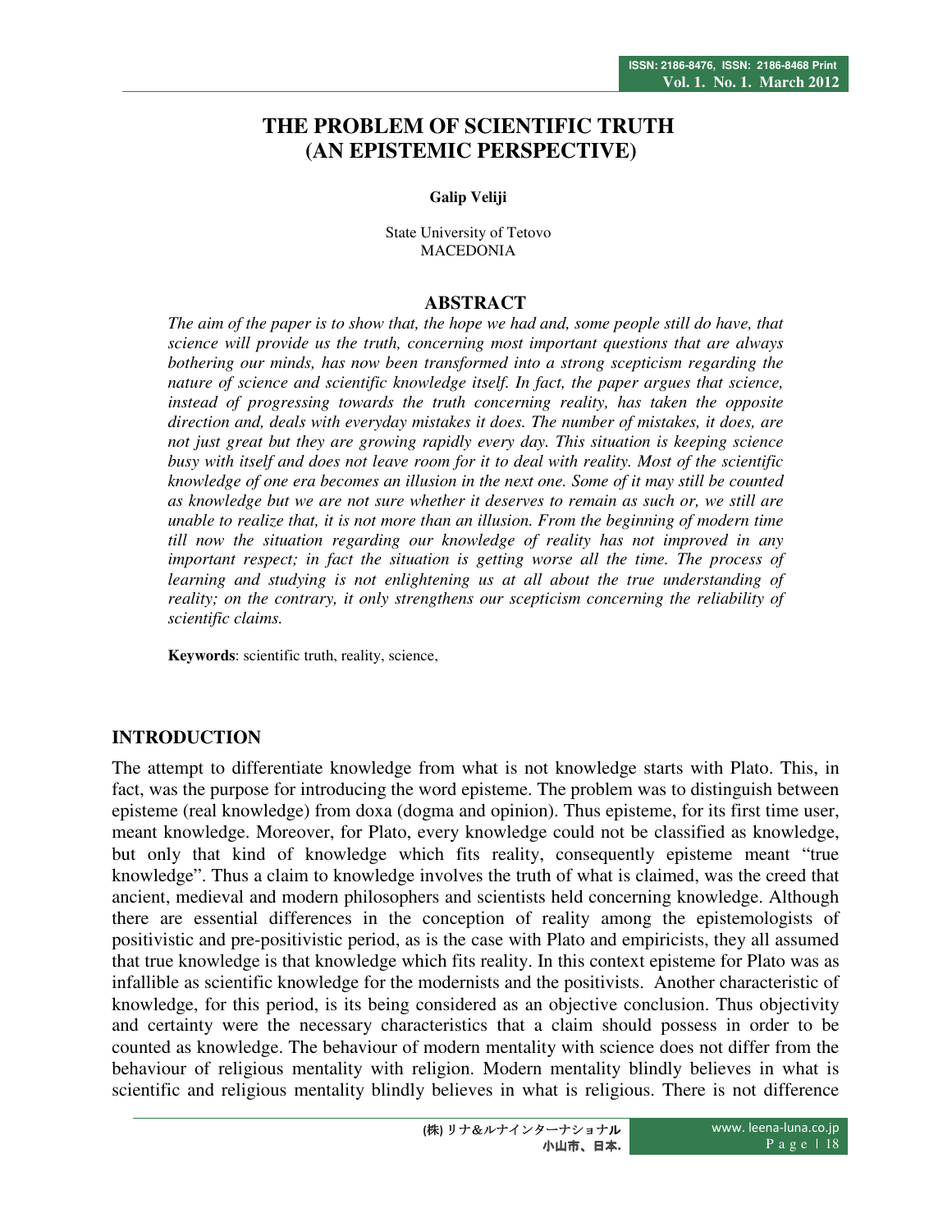# THE PROBLEM OF SCIENTIFIC TRUTH (AN EPISTEMIC PERSPECTIVE)

**Galip Veliji**

State University of Tetovo
MACEDONIA

## ABSTRACT

*The aim of the paper is to show that, the hope we had and, some people still do have, that science will provide us the truth, concerning most important questions that are always bothering our minds, has now been transformed into a strong scepticism regarding the nature of science and scientific knowledge itself. In fact, the paper argues that science, instead of progressing towards the truth concerning reality, has taken the opposite direction and, deals with everyday mistakes it does. The number of mistakes, it does, are not just great but they are growing rapidly every day. This situation is keeping science busy with itself and does not leave room for it to deal with reality. Most of the scientific knowledge of one era becomes an illusion in the next one. Some of it may still be counted as knowledge but we are not sure whether it deserves to remain as such or, we still are unable to realize that, it is not more than an illusion. From the beginning of modern time till now the situation regarding our knowledge of reality has not improved in any important respect; in fact the situation is getting worse all the time. The process of learning and studying is not enlightening us at all about the true understanding of reality; on the contrary, it only strengthens our scepticism concerning the reliability of scientific claims.*

**Keywords**: scientific truth, reality, science,

## INTRODUCTION

The attempt to differentiate knowledge from what is not knowledge starts with Plato. This, in fact, was the purpose for introducing the word episteme. The problem was to distinguish between episteme (real knowledge) from doxa (dogma and opinion). Thus episteme, for its first time user, meant knowledge. Moreover, for Plato, every knowledge could not be classified as knowledge, but only that kind of knowledge which fits reality, consequently episteme meant "true knowledge". Thus a claim to knowledge involves the truth of what is claimed, was the creed that ancient, medieval and modern philosophers and scientists held concerning knowledge. Although there are essential differences in the conception of reality among the epistemologists of positivistic and pre-positivistic period, as is the case with Plato and empiricists, they all assumed that true knowledge is that knowledge which fits reality. In this context episteme for Plato was as infallible as scientific knowledge for the modernists and the positivists. Another characteristic of knowledge, for this period, is its being considered as an objective conclusion. Thus objectivity and certainty were the necessary characteristics that a claim should possess in order to be counted as knowledge. The behaviour of modern mentality with science does not differ from the behaviour of religious mentality with religion. Modern mentality blindly believes in what is scientific and religious mentality blindly believes in what is religious. There is not difference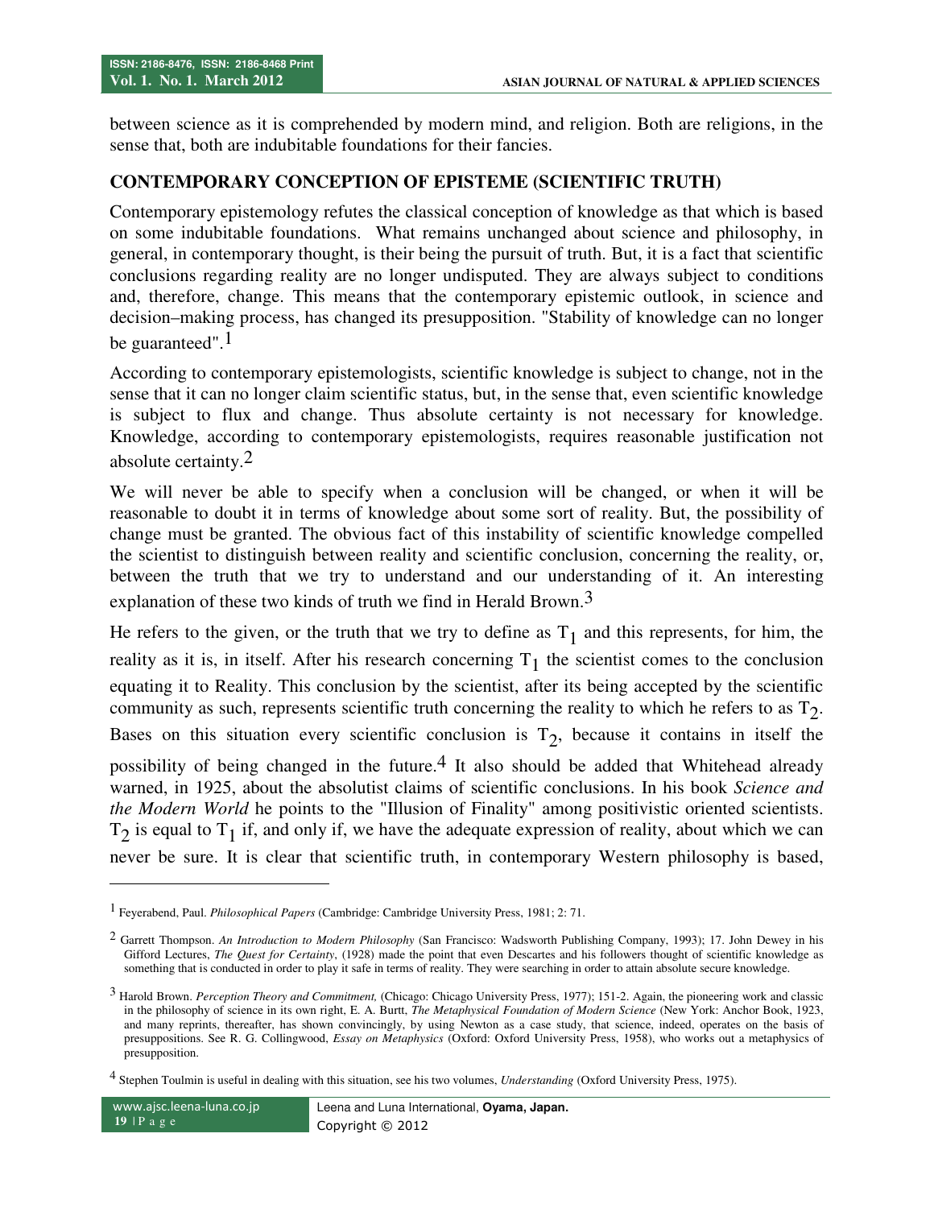between science as it is comprehended by modern mind, and religion. Both are religions, in the sense that, both are indubitable foundations for their fancies.

## CONTEMPORARY CONCEPTION OF EPISTEME (SCIENTIFIC TRUTH)

Contemporary epistemology refutes the classical conception of knowledge as that which is based on some indubitable foundations. What remains unchanged about science and philosophy, in general, in contemporary thought, is their being the pursuit of truth. But, it is a fact that scientific conclusions regarding reality are no longer undisputed. They are always subject to conditions and, therefore, change. This means that the contemporary epistemic outlook, in science and decision–making process, has changed its presupposition. "Stability of knowledge can no longer be guaranteed".[1]

According to contemporary epistemologists, scientific knowledge is subject to change, not in the sense that it can no longer claim scientific status, but, in the sense that, even scientific knowledge is subject to flux and change. Thus absolute certainty is not necessary for knowledge. Knowledge, according to contemporary epistemologists, requires reasonable justification not absolute certainty.[2]

We will never be able to specify when a conclusion will be changed, or when it will be reasonable to doubt it in terms of knowledge about some sort of reality. But, the possibility of change must be granted. The obvious fact of this instability of scientific knowledge compelled the scientist to distinguish between reality and scientific conclusion, concerning the reality, or, between the truth that we try to understand and our understanding of it. An interesting explanation of these two kinds of truth we find in Herald Brown.[3]

He refers to the given, or the truth that we try to define as $T_1$ and this represents, for him, the reality as it is, in itself. After his research concerning $T_1$ the scientist comes to the conclusion equating it to Reality. This conclusion by the scientist, after its being accepted by the scientific community as such, represents scientific truth concerning the reality to which he refers to as $T_2$. Bases on this situation every scientific conclusion is $T_2$, because it contains in itself the possibility of being changed in the future.[4] It also should be added that Whitehead already warned, in 1925, about the absolutist claims of scientific conclusions. In his book *Science and the Modern World* he points to the "Illusion of Finality" among positivistic oriented scientists. $T_2$ is equal to $T_1$ if, and only if, we have the adequate expression of reality, about which we can never be sure. It is clear that scientific truth, in contemporary Western philosophy is based,

---

[1] Feyerabend, Paul. *Philosophical Papers* (Cambridge: Cambridge University Press, 1981; 2: 71.

[2] Garrett Thompson. *An Introduction to Modern Philosophy* (San Francisco: Wadsworth Publishing Company, 1993); 17. John Dewey in his Gifford Lectures, *The Quest for Certainty*, (1928) made the point that even Descartes and his followers thought of scientific knowledge as something that is conducted in order to play it safe in terms of reality. They were searching in order to attain absolute secure knowledge.

[3] Harold Brown. *Perception Theory and Commitment,* (Chicago: Chicago University Press, 1977); 151-2. Again, the pioneering work and classic in the philosophy of science in its own right, E. A. Burtt, *The Metaphysical Foundation of Modern Science* (New York: Anchor Book, 1923, and many reprints, thereafter, has shown convincingly, by using Newton as a case study, that science, indeed, operates on the basis of presuppositions. See R. G. Collingwood, *Essay on Metaphysics* (Oxford: Oxford University Press, 1958), who works out a metaphysics of presupposition.

[4] Stephen Toulmin is useful in dealing with this situation, see his two volumes, *Understanding* (Oxford University Press, 1975).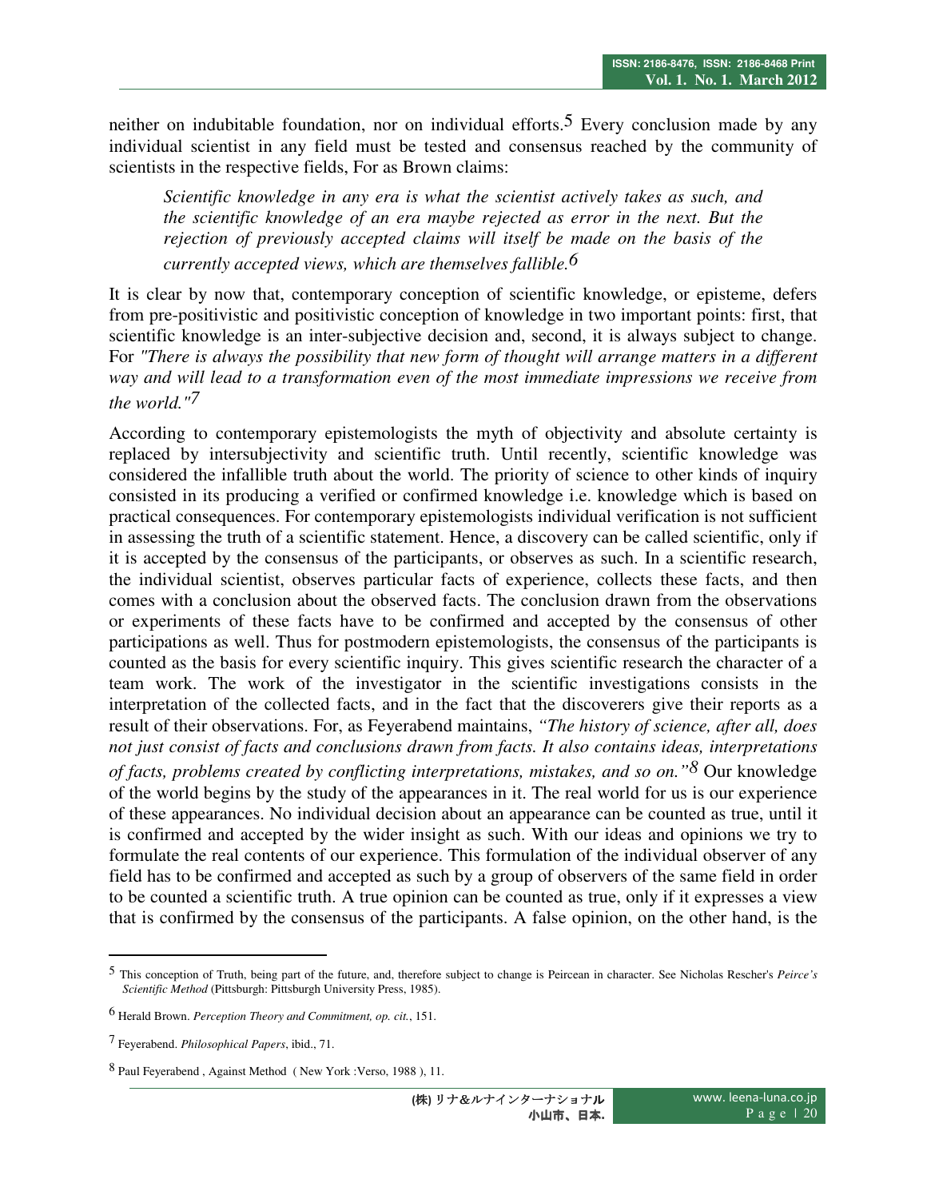neither on indubitable foundation, nor on individual efforts.[5] Every conclusion made by any individual scientist in any field must be tested and consensus reached by the community of scientists in the respective fields, For as Brown claims:

> *Scientific knowledge in any era is what the scientist actively takes as such, and the scientific knowledge of an era maybe rejected as error in the next. But the rejection of previously accepted claims will itself be made on the basis of the currently accepted views, which are themselves fallible.*[6]

It is clear by now that, contemporary conception of scientific knowledge, or episteme, defers from pre-positivistic and positivistic conception of knowledge in two important points: first, that scientific knowledge is an inter-subjective decision and, second, it is always subject to change. For *"There is always the possibility that new form of thought will arrange matters in a different way and will lead to a transformation even of the most immediate impressions we receive from the world."*[7]

According to contemporary epistemologists the myth of objectivity and absolute certainty is replaced by intersubjectivity and scientific truth. Until recently, scientific knowledge was considered the infallible truth about the world. The priority of science to other kinds of inquiry consisted in its producing a verified or confirmed knowledge i.e. knowledge which is based on practical consequences. For contemporary epistemologists individual verification is not sufficient in assessing the truth of a scientific statement. Hence, a discovery can be called scientific, only if it is accepted by the consensus of the participants, or observes as such. In a scientific research, the individual scientist, observes particular facts of experience, collects these facts, and then comes with a conclusion about the observed facts. The conclusion drawn from the observations or experiments of these facts have to be confirmed and accepted by the consensus of other participations as well. Thus for postmodern epistemologists, the consensus of the participants is counted as the basis for every scientific inquiry. This gives scientific research the character of a team work. The work of the investigator in the scientific investigations consists in the interpretation of the collected facts, and in the fact that the discoverers give their reports as a result of their observations. For, as Feyerabend maintains, *"The history of science, after all, does not just consist of facts and conclusions drawn from facts. It also contains ideas, interpretations of facts, problems created by conflicting interpretations, mistakes, and so on."*[8] Our knowledge of the world begins by the study of the appearances in it. The real world for us is our experience of these appearances. No individual decision about an appearance can be counted as true, until it is confirmed and accepted by the wider insight as such. With our ideas and opinions we try to formulate the real contents of our experience. This formulation of the individual observer of any field has to be confirmed and accepted as such by a group of observers of the same field in order to be counted a scientific truth. A true opinion can be counted as true, only if it expresses a view that is confirmed by the consensus of the participants. A false opinion, on the other hand, is the

---

[5] This conception of Truth, being part of the future, and, therefore subject to change is Peircean in character. See Nicholas Rescher's *Peirce's Scientific Method* (Pittsburgh: Pittsburgh University Press, 1985).

[6] Herald Brown. *Perception Theory and Commitment, op. cit.*, 151.

[7] Feyerabend. *Philosophical Papers*, ibid., 71.

[8] Paul Feyerabend , Against Method ( New York :Verso, 1988 ), 11.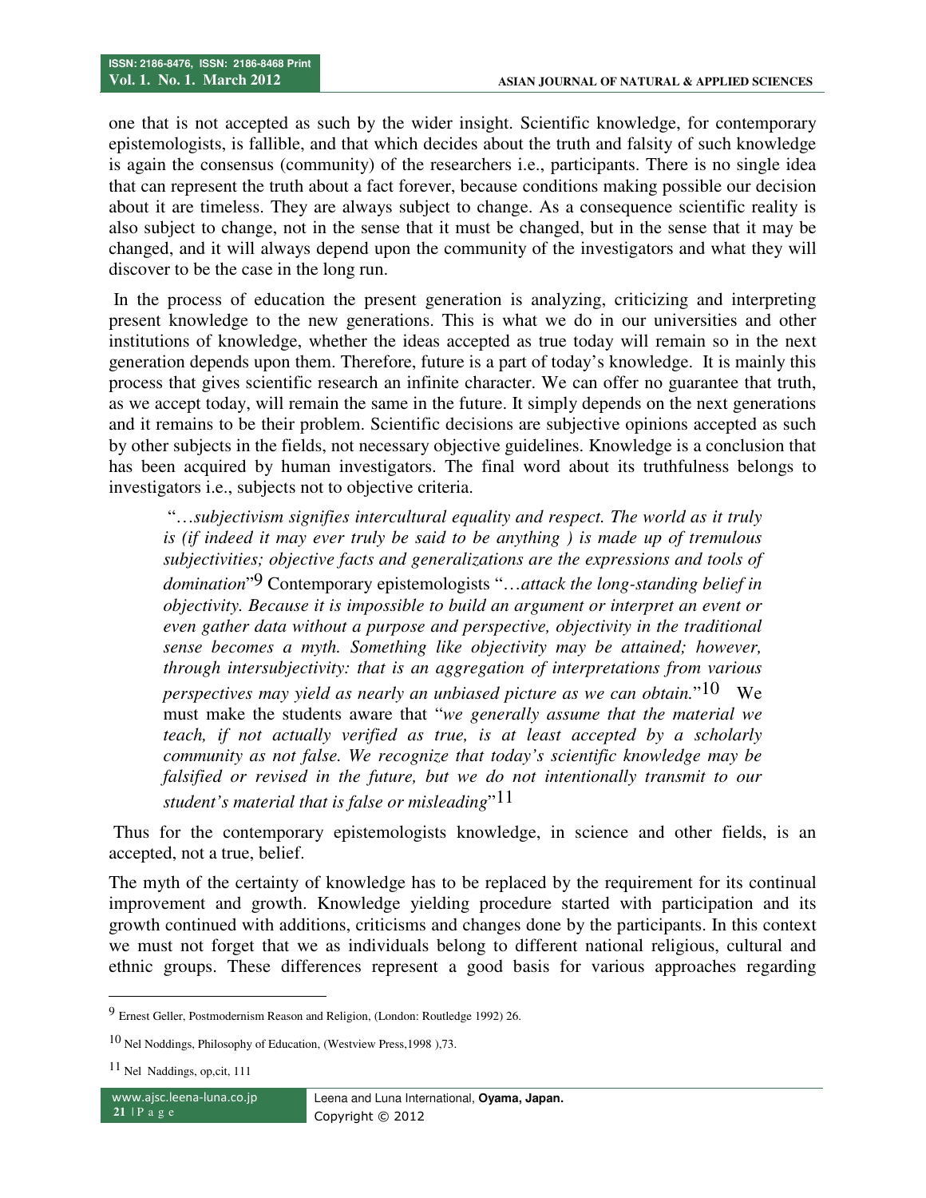one that is not accepted as such by the wider insight. Scientific knowledge, for contemporary epistemologists, is fallible, and that which decides about the truth and falsity of such knowledge is again the consensus (community) of the researchers i.e., participants. There is no single idea that can represent the truth about a fact forever, because conditions making possible our decision about it are timeless. They are always subject to change. As a consequence scientific reality is also subject to change, not in the sense that it must be changed, but in the sense that it may be changed, and it will always depend upon the community of the investigators and what they will discover to be the case in the long run.

In the process of education the present generation is analyzing, criticizing and interpreting present knowledge to the new generations. This is what we do in our universities and other institutions of knowledge, whether the ideas accepted as true today will remain so in the next generation depends upon them. Therefore, future is a part of today's knowledge. It is mainly this process that gives scientific research an infinite character. We can offer no guarantee that truth, as we accept today, will remain the same in the future. It simply depends on the next generations and it remains to be their problem. Scientific decisions are subjective opinions accepted as such by other subjects in the fields, not necessary objective guidelines. Knowledge is a conclusion that has been acquired by human investigators. The final word about its truthfulness belongs to investigators i.e., subjects not to objective criteria.

> "*…subjectivism signifies intercultural equality and respect. The world as it truly is (if indeed it may ever truly be said to be anything ) is made up of tremulous subjectivities; objective facts and generalizations are the expressions and tools of domination*"[9] Contemporary epistemologists "*…attack the long-standing belief in objectivity. Because it is impossible to build an argument or interpret an event or even gather data without a purpose and perspective, objectivity in the traditional sense becomes a myth. Something like objectivity may be attained; however, through intersubjectivity: that is an aggregation of interpretations from various perspectives may yield as nearly an unbiased picture as we can obtain.*"[10] We must make the students aware that "*we generally assume that the material we teach, if not actually verified as true, is at least accepted by a scholarly community as not false. We recognize that today's scientific knowledge may be falsified or revised in the future, but we do not intentionally transmit to our student's material that is false or misleading*"[11]

Thus for the contemporary epistemologists knowledge, in science and other fields, is an accepted, not a true, belief.

The myth of the certainty of knowledge has to be replaced by the requirement for its continual improvement and growth. Knowledge yielding procedure started with participation and its growth continued with additions, criticisms and changes done by the participants. In this context we must not forget that we as individuals belong to different national religious, cultural and ethnic groups. These differences represent a good basis for various approaches regarding

---

[9] Ernest Geller, Postmodernism Reason and Religion, (London: Routledge 1992) 26.

[10] Nel Noddings, Philosophy of Education, (Westview Press,1998 ),73.

[11] Nel Naddings, op,cit, 111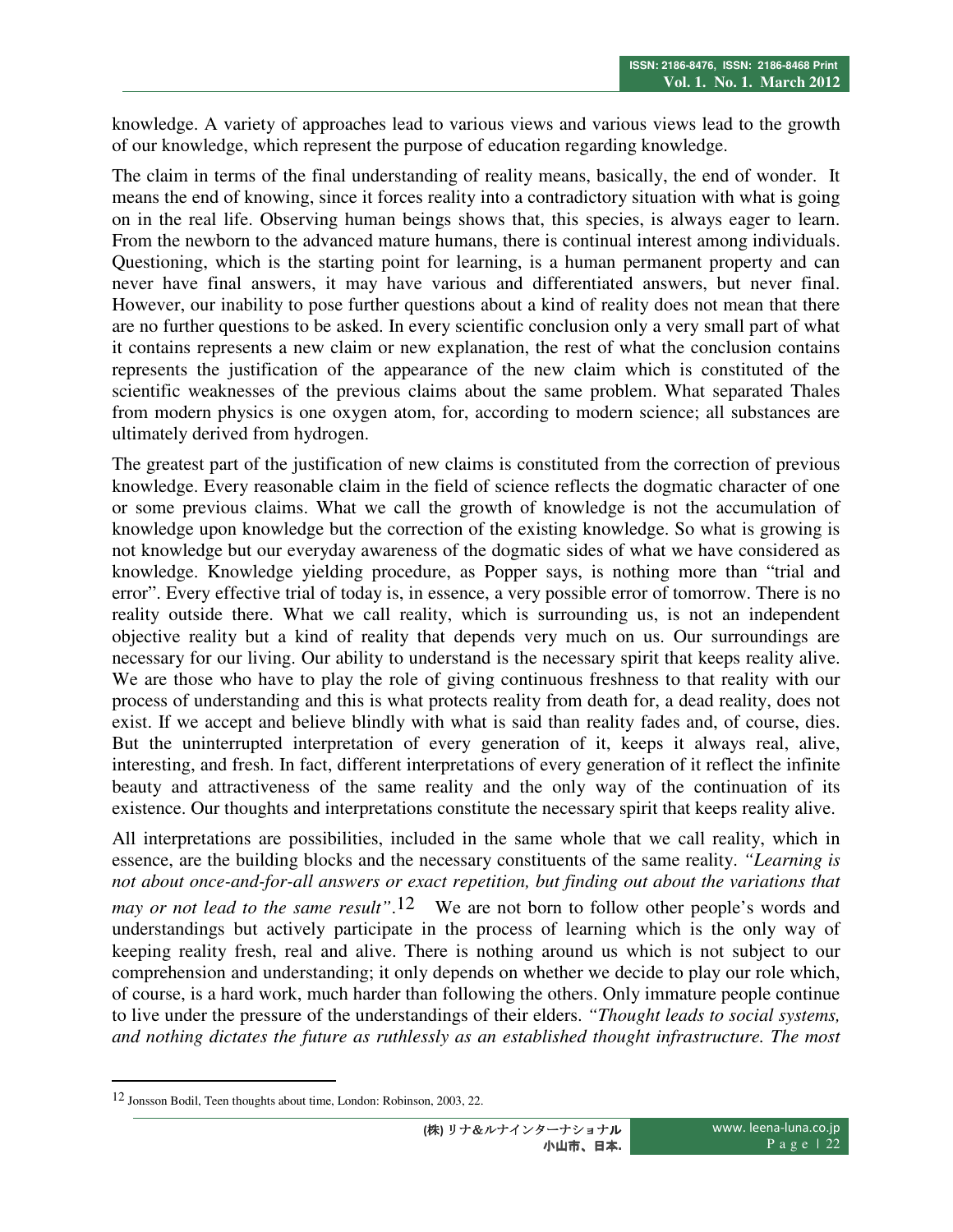knowledge. A variety of approaches lead to various views and various views lead to the growth of our knowledge, which represent the purpose of education regarding knowledge.

The claim in terms of the final understanding of reality means, basically, the end of wonder. It means the end of knowing, since it forces reality into a contradictory situation with what is going on in the real life. Observing human beings shows that, this species, is always eager to learn. From the newborn to the advanced mature humans, there is continual interest among individuals. Questioning, which is the starting point for learning, is a human permanent property and can never have final answers, it may have various and differentiated answers, but never final. However, our inability to pose further questions about a kind of reality does not mean that there are no further questions to be asked. In every scientific conclusion only a very small part of what it contains represents a new claim or new explanation, the rest of what the conclusion contains represents the justification of the appearance of the new claim which is constituted of the scientific weaknesses of the previous claims about the same problem. What separated Thales from modern physics is one oxygen atom, for, according to modern science; all substances are ultimately derived from hydrogen.

The greatest part of the justification of new claims is constituted from the correction of previous knowledge. Every reasonable claim in the field of science reflects the dogmatic character of one or some previous claims. What we call the growth of knowledge is not the accumulation of knowledge upon knowledge but the correction of the existing knowledge. So what is growing is not knowledge but our everyday awareness of the dogmatic sides of what we have considered as knowledge. Knowledge yielding procedure, as Popper says, is nothing more than "trial and error". Every effective trial of today is, in essence, a very possible error of tomorrow. There is no reality outside there. What we call reality, which is surrounding us, is not an independent objective reality but a kind of reality that depends very much on us. Our surroundings are necessary for our living. Our ability to understand is the necessary spirit that keeps reality alive. We are those who have to play the role of giving continuous freshness to that reality with our process of understanding and this is what protects reality from death for, a dead reality, does not exist. If we accept and believe blindly with what is said than reality fades and, of course, dies. But the uninterrupted interpretation of every generation of it, keeps it always real, alive, interesting, and fresh. In fact, different interpretations of every generation of it reflect the infinite beauty and attractiveness of the same reality and the only way of the continuation of its existence. Our thoughts and interpretations constitute the necessary spirit that keeps reality alive.

All interpretations are possibilities, included in the same whole that we call reality, which in essence, are the building blocks and the necessary constituents of the same reality. *"Learning is not about once-and-for-all answers or exact repetition, but finding out about the variations that may or not lead to the same result"*.[12] We are not born to follow other people's words and understandings but actively participate in the process of learning which is the only way of keeping reality fresh, real and alive. There is nothing around us which is not subject to our comprehension and understanding; it only depends on whether we decide to play our role which, of course, is a hard work, much harder than following the others. Only immature people continue to live under the pressure of the understandings of their elders. *"Thought leads to social systems, and nothing dictates the future as ruthlessly as an established thought infrastructure. The most*

---

[12] Jonsson Bodil, Teen thoughts about time, London: Robinson, 2003, 22.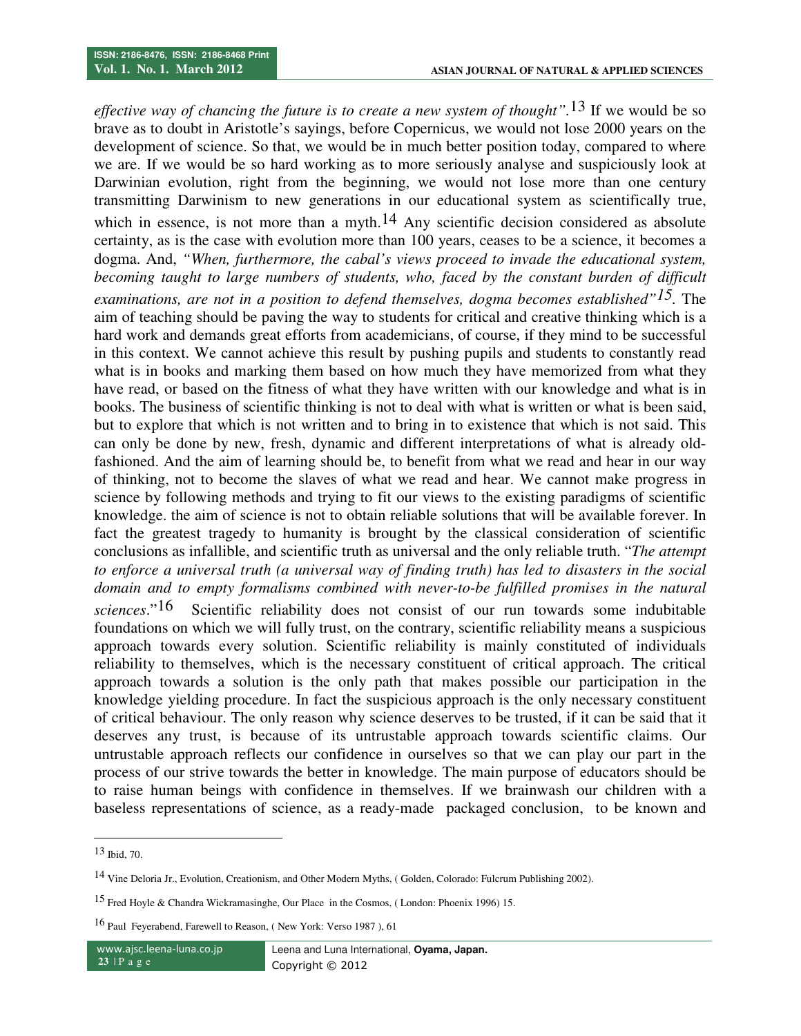*effective way of chancing the future is to create a new system of thought"*.[13] If we would be so brave as to doubt in Aristotle's sayings, before Copernicus, we would not lose 2000 years on the development of science. So that, we would be in much better position today, compared to where we are. If we would be so hard working as to more seriously analyse and suspiciously look at Darwinian evolution, right from the beginning, we would not lose more than one century transmitting Darwinism to new generations in our educational system as scientifically true, which in essence, is not more than a myth.[14] Any scientific decision considered as absolute certainty, as is the case with evolution more than 100 years, ceases to be a science, it becomes a dogma. And, *"When, furthermore, the cabal's views proceed to invade the educational system, becoming taught to large numbers of students, who, faced by the constant burden of difficult examinations, are not in a position to defend themselves, dogma becomes established"*[15]. The aim of teaching should be paving the way to students for critical and creative thinking which is a hard work and demands great efforts from academicians, of course, if they mind to be successful in this context. We cannot achieve this result by pushing pupils and students to constantly read what is in books and marking them based on how much they have memorized from what they have read, or based on the fitness of what they have written with our knowledge and what is in books. The business of scientific thinking is not to deal with what is written or what is been said, but to explore that which is not written and to bring in to existence that which is not said. This can only be done by new, fresh, dynamic and different interpretations of what is already old-fashioned. And the aim of learning should be, to benefit from what we read and hear in our way of thinking, not to become the slaves of what we read and hear. We cannot make progress in science by following methods and trying to fit our views to the existing paradigms of scientific knowledge. the aim of science is not to obtain reliable solutions that will be available forever. In fact the greatest tragedy to humanity is brought by the classical consideration of scientific conclusions as infallible, and scientific truth as universal and the only reliable truth. "*The attempt to enforce a universal truth (a universal way of finding truth) has led to disasters in the social domain and to empty formalisms combined with never-to-be fulfilled promises in the natural sciences*."[16] Scientific reliability does not consist of our run towards some indubitable foundations on which we will fully trust, on the contrary, scientific reliability means a suspicious approach towards every solution. Scientific reliability is mainly constituted of individuals reliability to themselves, which is the necessary constituent of critical approach. The critical approach towards a solution is the only path that makes possible our participation in the knowledge yielding procedure. In fact the suspicious approach is the only necessary constituent of critical behaviour. The only reason why science deserves to be trusted, if it can be said that it deserves any trust, is because of its untrustable approach towards scientific claims. Our untrustable approach reflects our confidence in ourselves so that we can play our part in the process of our strive towards the better in knowledge. The main purpose of educators should be to raise human beings with confidence in themselves. If we brainwash our children with a baseless representations of science, as a ready-made packaged conclusion, to be known and

---

[13] Ibid, 70.

[14] Vine Deloria Jr., Evolution, Creationism, and Other Modern Myths, ( Golden, Colorado: Fulcrum Publishing 2002).

[15] Fred Hoyle & Chandra Wickramasinghe, Our Place in the Cosmos, ( London: Phoenix 1996) 15.

[16] Paul Feyerabend, Farewell to Reason, ( New York: Verso 1987 ), 61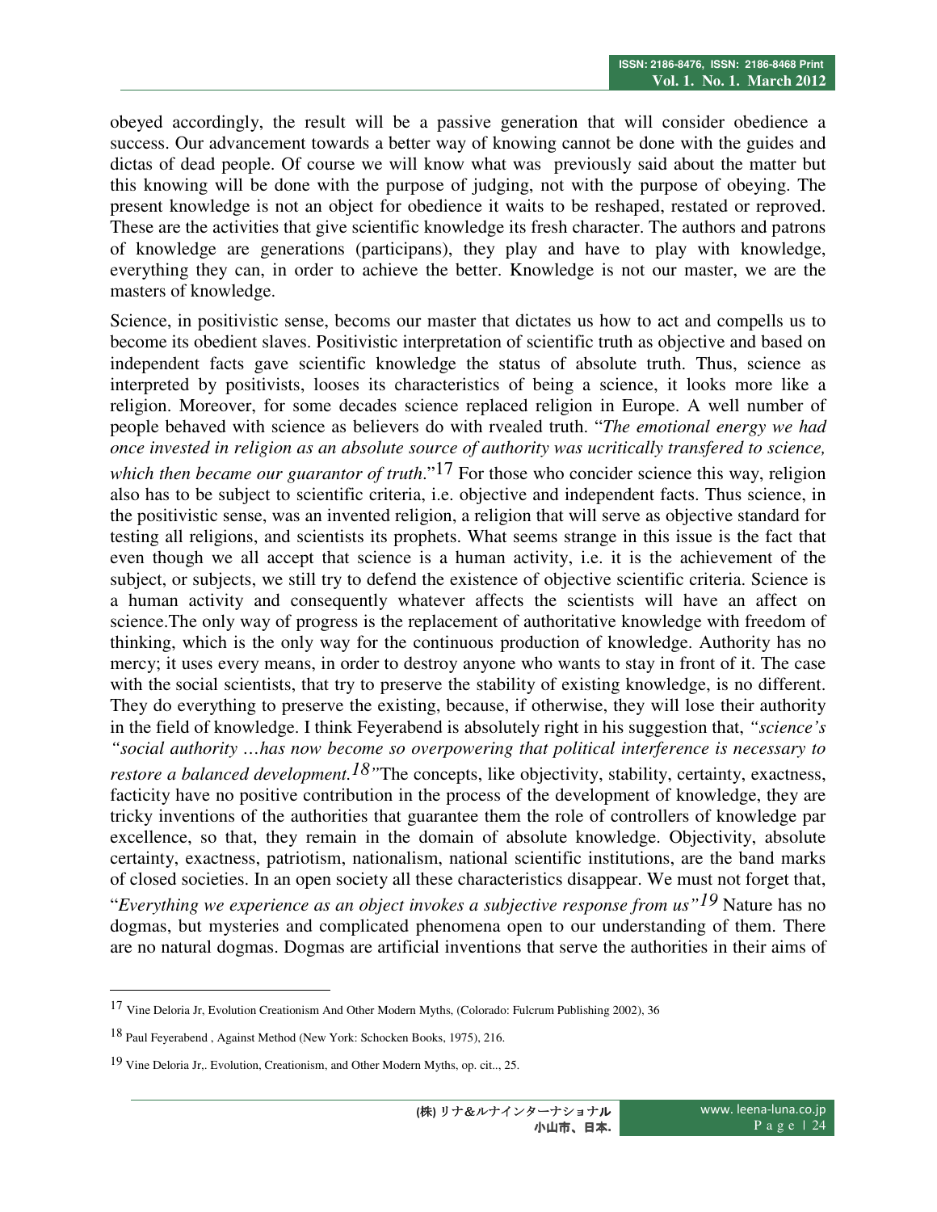obeyed accordingly, the result will be a passive generation that will consider obedience a success. Our advancement towards a better way of knowing cannot be done with the guides and dictas of dead people. Of course we will know what was previously said about the matter but this knowing will be done with the purpose of judging, not with the purpose of obeying. The present knowledge is not an object for obedience it waits to be reshaped, restated or reproved. These are the activities that give scientific knowledge its fresh character. The authors and patrons of knowledge are generations (participans), they play and have to play with knowledge, everything they can, in order to achieve the better. Knowledge is not our master, we are the masters of knowledge.

Science, in positivistic sense, becoms our master that dictates us how to act and compells us to become its obedient slaves. Positivistic interpretation of scientific truth as objective and based on independent facts gave scientific knowledge the status of absolute truth. Thus, science as interpreted by positivists, looses its characteristics of being a science, it looks more like a religion. Moreover, for some decades science replaced religion in Europe. A well number of people behaved with science as believers do with rvealed truth. "*The emotional energy we had once invested in religion as an absolute source of authority was ucritically transfered to science, which then became our guarantor of truth*."[17] For those who concider science this way, religion also has to be subject to scientific criteria, i.e. objective and independent facts. Thus science, in the positivistic sense, was an invented religion, a religion that will serve as objective standard for testing all religions, and scientists its prophets. What seems strange in this issue is the fact that even though we all accept that science is a human activity, i.e. it is the achievement of the subject, or subjects, we still try to defend the existence of objective scientific criteria. Science is a human activity and consequently whatever affects the scientists will have an affect on science.The only way of progress is the replacement of authoritative knowledge with freedom of thinking, which is the only way for the continuous production of knowledge. Authority has no mercy; it uses every means, in order to destroy anyone who wants to stay in front of it. The case with the social scientists, that try to preserve the stability of existing knowledge, is no different. They do everything to preserve the existing, because, if otherwise, they will lose their authority in the field of knowledge. I think Feyerabend is absolutely right in his suggestion that, *"science's "social authority …has now become so overpowering that political interference is necessary to restore a balanced development.[18]"*The concepts, like objectivity, stability, certainty, exactness, facticity have no positive contribution in the process of the development of knowledge, they are tricky inventions of the authorities that guarantee them the role of controllers of knowledge par excellence, so that, they remain in the domain of absolute knowledge. Objectivity, absolute certainty, exactness, patriotism, nationalism, national scientific institutions, are the band marks of closed societies. In an open society all these characteristics disappear. We must not forget that, "*Everything we experience as an object invokes a subjective response from us"[19]* Nature has no dogmas, but mysteries and complicated phenomena open to our understanding of them. There are no natural dogmas. Dogmas are artificial inventions that serve the authorities in their aims of

---

[17] Vine Deloria Jr, Evolution Creationism And Other Modern Myths, (Colorado: Fulcrum Publishing 2002), 36

[18] Paul Feyerabend , Against Method (New York: Schocken Books, 1975), 216.

[19] Vine Deloria Jr,. Evolution, Creationism, and Other Modern Myths, op. cit.., 25.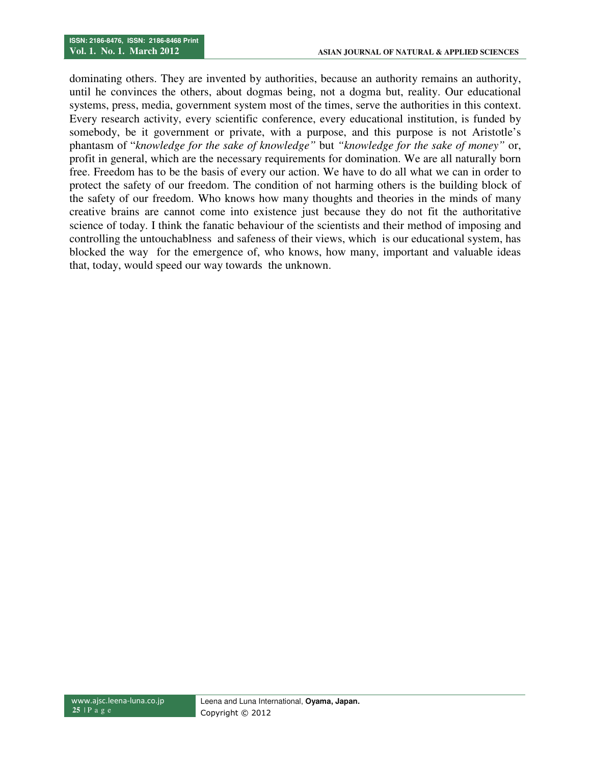dominating others. They are invented by authorities, because an authority remains an authority, until he convinces the others, about dogmas being, not a dogma but, reality. Our educational systems, press, media, government system most of the times, serve the authorities in this context. Every research activity, every scientific conference, every educational institution, is funded by somebody, be it government or private, with a purpose, and this purpose is not Aristotle's phantasm of "*knowledge for the sake of knowledge"* but *"knowledge for the sake of money"* or, profit in general, which are the necessary requirements for domination. We are all naturally born free. Freedom has to be the basis of every our action. We have to do all what we can in order to protect the safety of our freedom. The condition of not harming others is the building block of the safety of our freedom. Who knows how many thoughts and theories in the minds of many creative brains are cannot come into existence just because they do not fit the authoritative science of today. I think the fanatic behaviour of the scientists and their method of imposing and controlling the untouchablness and safeness of their views, which is our educational system, has blocked the way for the emergence of, who knows, how many, important and valuable ideas that, today, would speed our way towards the unknown.